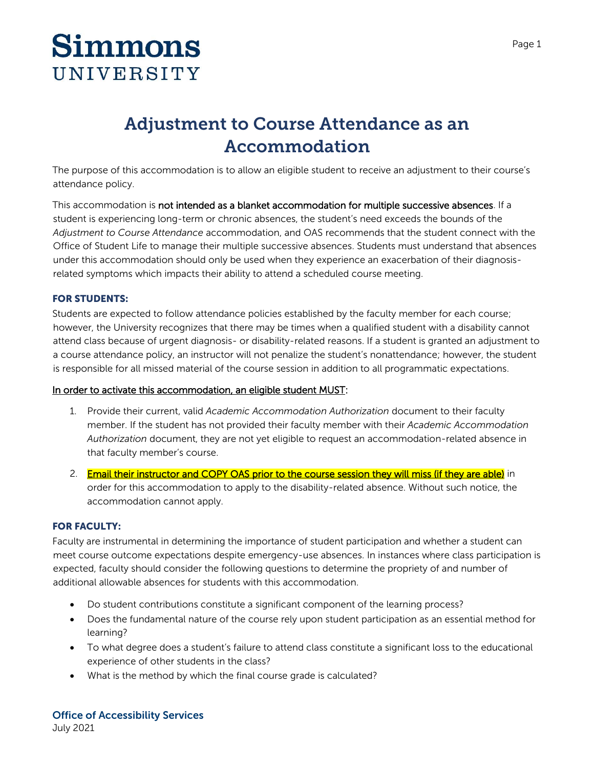# Simmons UNIVERSITY

# Adjustment to Course Attendance as an Accommodation

The purpose of this accommodation is to allow an eligible student to receive an adjustment to their course's attendance policy.

This accommodation is **not intended as a blanket accommodation for multiple successive absences**. If a student is experiencing long-term or chronic absences, the student's need exceeds the bounds of the *Adjustment to Course Attendance* accommodation, and OAS recommends that the student connect with the Office of Student Life to manage their multiple successive absences. Students must understand that absences under this accommodation should only be used when they experience an exacerbation of their diagnosis-related symptoms which impacts their ability to attend a scheduled course meeting.

### FOR STUDENTS:

Students are expected to follow attendance policies established by the faculty member for each course; however, the University recognizes that there may be times when a qualified student with a disability cannot attend class because of urgent diagnosis- or disability-related reasons. If a student is granted an adjustment to a course attendance policy, an instructor will not penalize the student's nonattendance; however, the student is responsible for all missed material of the course session in addition to all programmatic expectations.

In order to activate this accommodation, an eligible student MUST:

1. Provide their current, valid *Academic Accommodation Authorization* document to their faculty member. If the student has not provided their faculty member with their *Academic Accommodation Authorization* document, they are not yet eligible to request an accommodation-related absence in that faculty member's course.
2. Email their instructor and COPY OAS prior to the course session they will miss (if they are able) in order for this accommodation to apply to the disability-related absence. Without such notice, the accommodation cannot apply.

### FOR FACULTY:

Faculty are instrumental in determining the importance of student participation and whether a student can meet course outcome expectations despite emergency-use absences. In instances where class participation is expected, faculty should consider the following questions to determine the propriety of and number of additional allowable absences for students with this accommodation.

- Do student contributions constitute a significant component of the learning process?
- Does the fundamental nature of the course rely upon student participation as an essential method for learning?
- To what degree does a student's failure to attend class constitute a significant loss to the educational experience of other students in the class?
- What is the method by which the final course grade is calculated?

**Office of Accessibility Services**
July 2021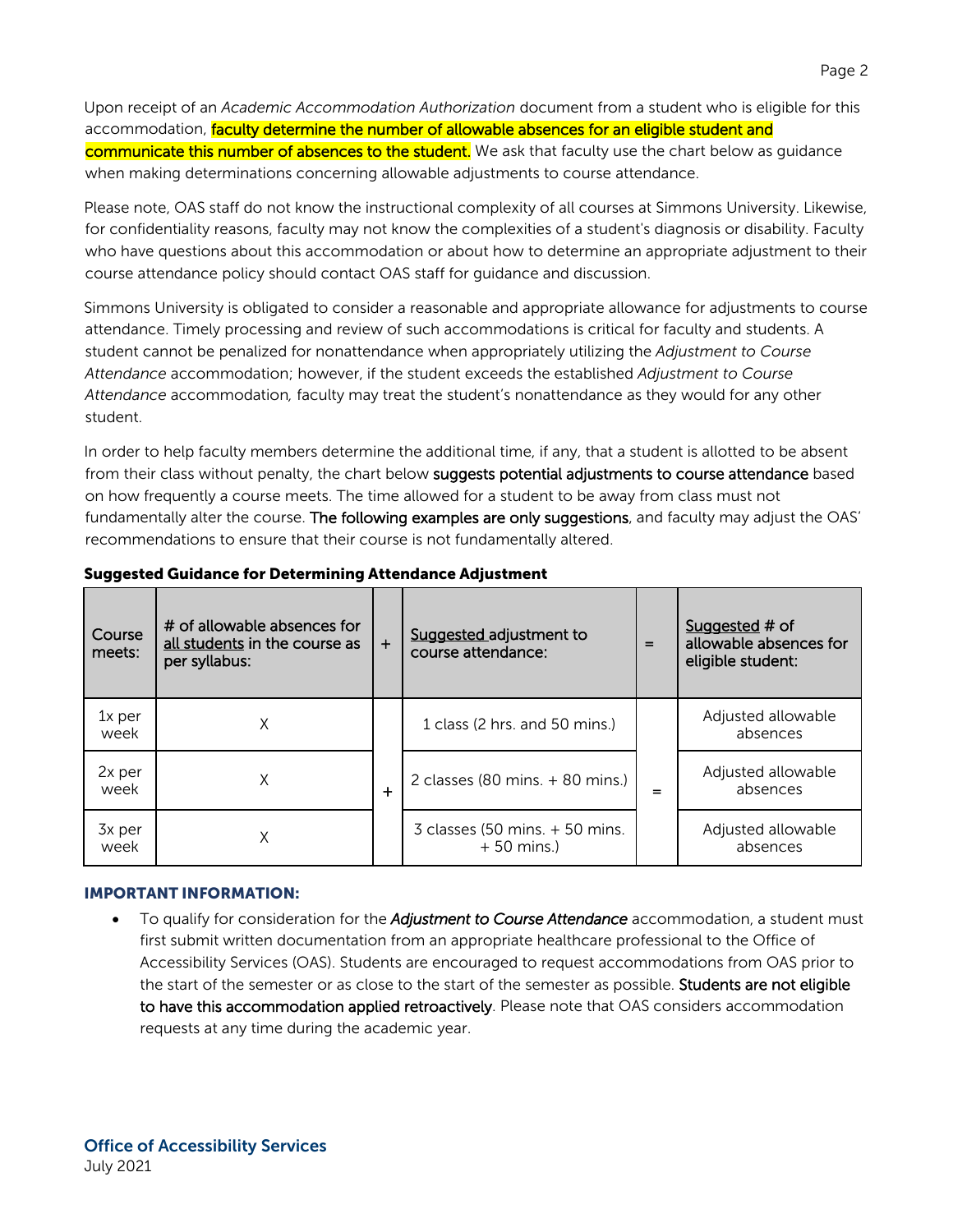Upon receipt of an *Academic Accommodation Authorization* document from a student who is eligible for this accommodation, **faculty determine the number of allowable absences for an eligible student and communicate this number of absences to the student.** We ask that faculty use the chart below as guidance when making determinations concerning allowable adjustments to course attendance.

Please note, OAS staff do not know the instructional complexity of all courses at Simmons University. Likewise, for confidentiality reasons, faculty may not know the complexities of a student's diagnosis or disability. Faculty who have questions about this accommodation or about how to determine an appropriate adjustment to their course attendance policy should contact OAS staff for guidance and discussion.

Simmons University is obligated to consider a reasonable and appropriate allowance for adjustments to course attendance. Timely processing and review of such accommodations is critical for faculty and students. A student cannot be penalized for nonattendance when appropriately utilizing the *Adjustment to Course Attendance* accommodation; however, if the student exceeds the established *Adjustment to Course Attendance* accommodation*,* faculty may treat the student's nonattendance as they would for any other student.

In order to help faculty members determine the additional time, if any, that a student is allotted to be absent from their class without penalty, the chart below **suggests potential adjustments to course attendance** based on how frequently a course meets. The time allowed for a student to be away from class must not fundamentally alter the course. **The following examples are only suggestions**, and faculty may adjust the OAS' recommendations to ensure that their course is not fundamentally altered.

**Suggested Guidance for Determining Attendance Adjustment**

| Course meets: | # of allowable absences for all students in the course as per syllabus: | + | Suggested adjustment to course attendance: | = | Suggested # of allowable absences for eligible student: |
|---|---|---|---|---|---|
| 1x per week | X | + | 1 class (2 hrs. and 50 mins.) | = | Adjusted allowable absences |
| 2x per week | X | + | 2 classes (80 mins. + 80 mins.) | = | Adjusted allowable absences |
| 3x per week | X | + | 3 classes (50 mins. + 50 mins. + 50 mins.) | = | Adjusted allowable absences |

**IMPORTANT INFORMATION:**

- To qualify for consideration for the ***Adjustment to Course Attendance*** accommodation, a student must first submit written documentation from an appropriate healthcare professional to the Office of Accessibility Services (OAS). Students are encouraged to request accommodations from OAS prior to the start of the semester or as close to the start of the semester as possible. **Students are not eligible to have this accommodation applied retroactively**. Please note that OAS considers accommodation requests at any time during the academic year.

**Office of Accessibility Services**
July 2021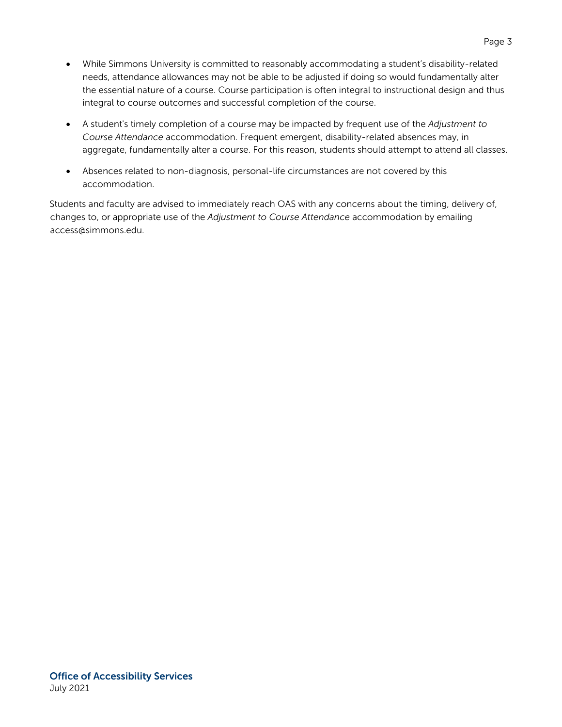- While Simmons University is committed to reasonably accommodating a student's disability-related needs, attendance allowances may not be able to be adjusted if doing so would fundamentally alter the essential nature of a course. Course participation is often integral to instructional design and thus integral to course outcomes and successful completion of the course.

- A student's timely completion of a course may be impacted by frequent use of the *Adjustment to Course Attendance* accommodation. Frequent emergent, disability-related absences may, in aggregate, fundamentally alter a course. For this reason, students should attempt to attend all classes.

- Absences related to non-diagnosis, personal-life circumstances are not covered by this accommodation.

Students and faculty are advised to immediately reach OAS with any concerns about the timing, delivery of, changes to, or appropriate use of the *Adjustment to Course Attendance* accommodation by emailing access@simmons.edu.

**Office of Accessibility Services**
July 2021